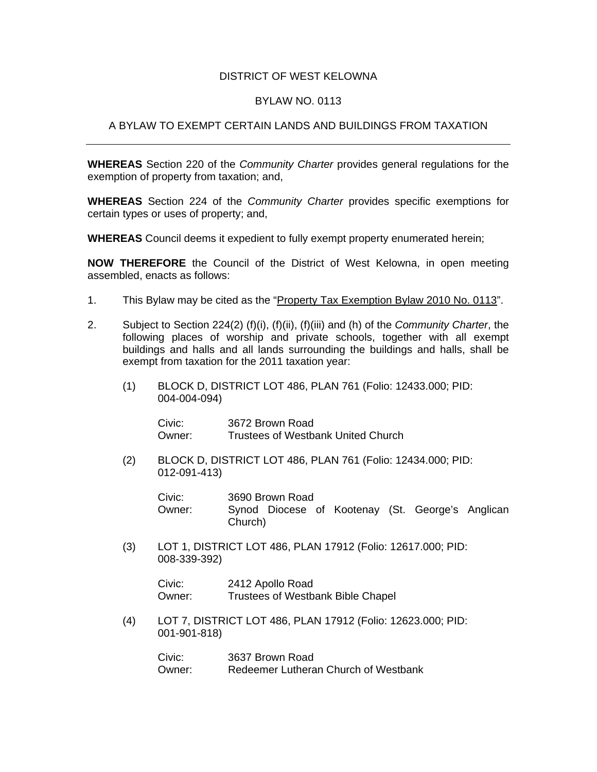DISTRICT OF WEST KELOWNA

BYLAW NO. 0113

A BYLAW TO EXEMPT CERTAIN LANDS AND BUILDINGS FROM TAXATION

---

**WHEREAS** Section 220 of the *Community Charter* provides general regulations for the exemption of property from taxation; and,

**WHEREAS** Section 224 of the *Community Charter* provides specific exemptions for certain types or uses of property; and,

**WHEREAS** Council deems it expedient to fully exempt property enumerated herein;

**NOW THEREFORE** the Council of the District of West Kelowna, in open meeting assembled, enacts as follows:

1. This Bylaw may be cited as the "Property Tax Exemption Bylaw 2010 No. 0113".

2. Subject to Section 224(2) (f)(i), (f)(ii), (f)(iii) and (h) of the *Community Charter*, the following places of worship and private schools, together with all exempt buildings and halls and all lands surrounding the buildings and halls, shall be exempt from taxation for the 2011 taxation year:

   (1) BLOCK D, DISTRICT LOT 486, PLAN 761 (Folio: 12433.000; PID: 004-004-094)

   Civic: 3672 Brown Road
   Owner: Trustees of Westbank United Church

   (2) BLOCK D, DISTRICT LOT 486, PLAN 761 (Folio: 12434.000; PID: 012-091-413)

   Civic: 3690 Brown Road
   Owner: Synod Diocese of Kootenay (St. George's Anglican Church)

   (3) LOT 1, DISTRICT LOT 486, PLAN 17912 (Folio: 12617.000; PID: 008-339-392)

   Civic: 2412 Apollo Road
   Owner: Trustees of Westbank Bible Chapel

   (4) LOT 7, DISTRICT LOT 486, PLAN 17912 (Folio: 12623.000; PID: 001-901-818)

   Civic: 3637 Brown Road
   Owner: Redeemer Lutheran Church of Westbank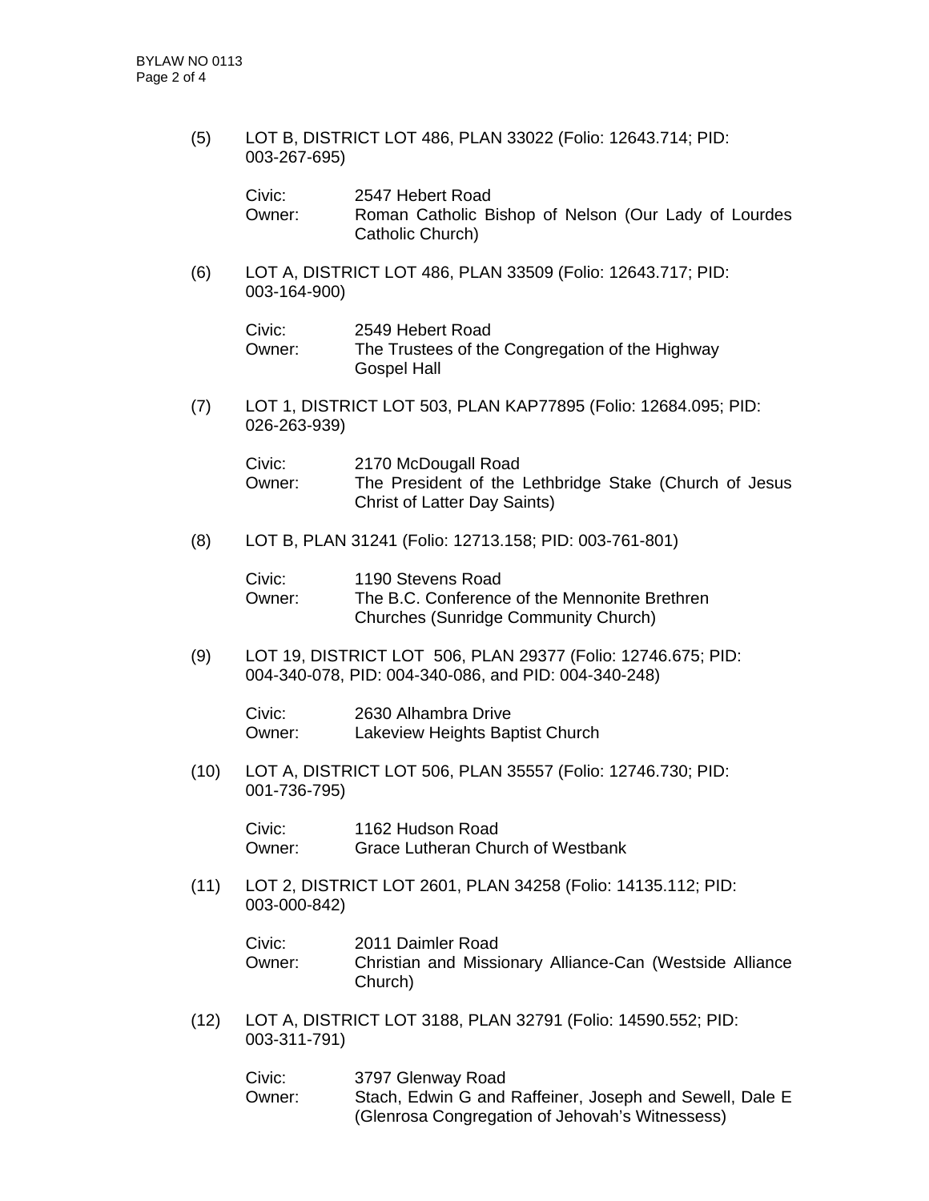(5) LOT B, DISTRICT LOT 486, PLAN 33022 (Folio: 12643.714; PID: 003-267-695)

Civic: 2547 Hebert Road
Owner: Roman Catholic Bishop of Nelson (Our Lady of Lourdes Catholic Church)

(6) LOT A, DISTRICT LOT 486, PLAN 33509 (Folio: 12643.717; PID: 003-164-900)

Civic: 2549 Hebert Road
Owner: The Trustees of the Congregation of the Highway Gospel Hall

(7) LOT 1, DISTRICT LOT 503, PLAN KAP77895 (Folio: 12684.095; PID: 026-263-939)

Civic: 2170 McDougall Road
Owner: The President of the Lethbridge Stake (Church of Jesus Christ of Latter Day Saints)

(8) LOT B, PLAN 31241 (Folio: 12713.158; PID: 003-761-801)

Civic: 1190 Stevens Road
Owner: The B.C. Conference of the Mennonite Brethren Churches (Sunridge Community Church)

(9) LOT 19, DISTRICT LOT 506, PLAN 29377 (Folio: 12746.675; PID: 004-340-078, PID: 004-340-086, and PID: 004-340-248)

Civic: 2630 Alhambra Drive
Owner: Lakeview Heights Baptist Church

(10) LOT A, DISTRICT LOT 506, PLAN 35557 (Folio: 12746.730; PID: 001-736-795)

Civic: 1162 Hudson Road
Owner: Grace Lutheran Church of Westbank

(11) LOT 2, DISTRICT LOT 2601, PLAN 34258 (Folio: 14135.112; PID: 003-000-842)

Civic: 2011 Daimler Road
Owner: Christian and Missionary Alliance-Can (Westside Alliance Church)

(12) LOT A, DISTRICT LOT 3188, PLAN 32791 (Folio: 14590.552; PID: 003-311-791)

Civic: 3797 Glenway Road
Owner: Stach, Edwin G and Raffeiner, Joseph and Sewell, Dale E (Glenrosa Congregation of Jehovah's Witnessess)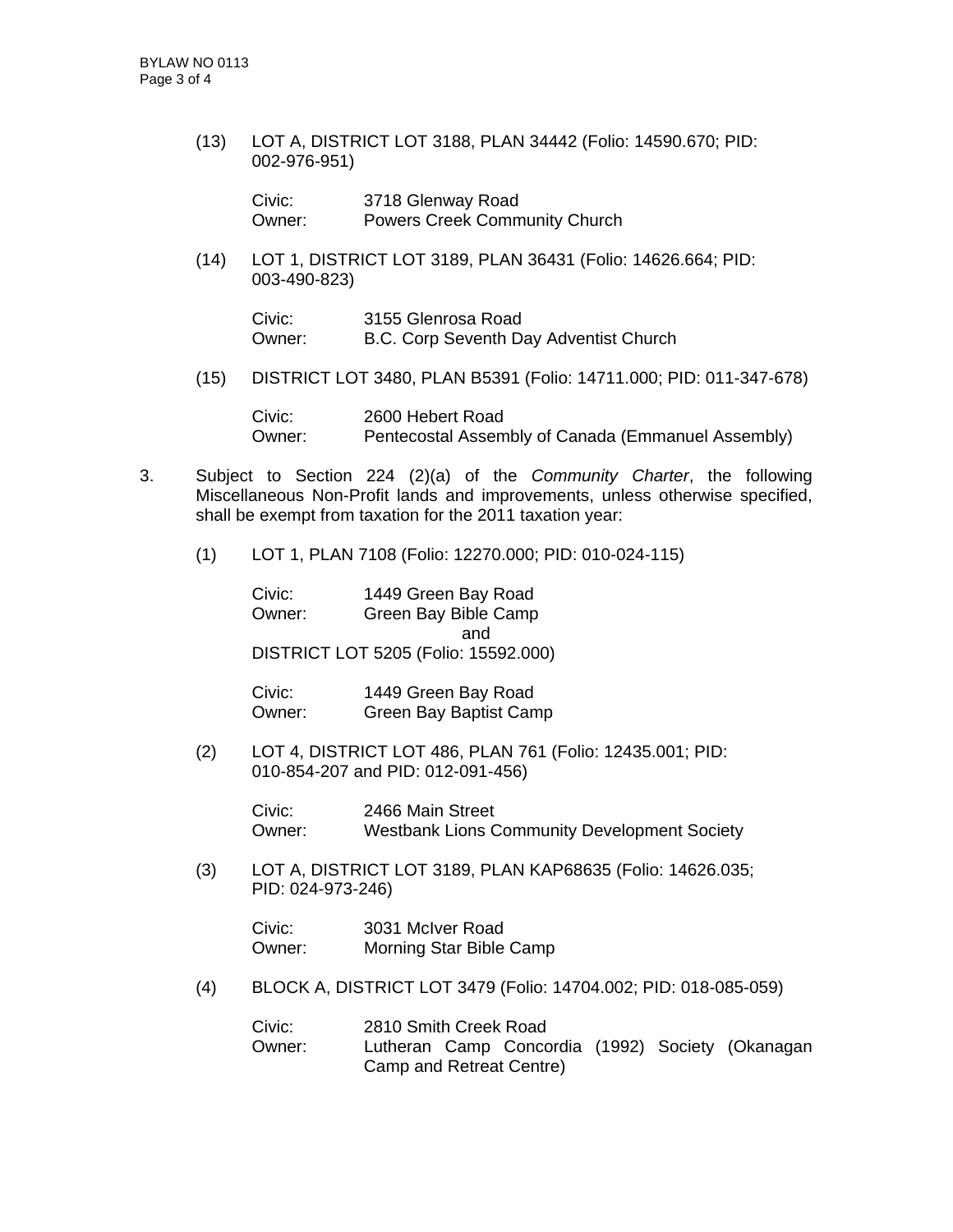(13) LOT A, DISTRICT LOT 3188, PLAN 34442 (Folio: 14590.670; PID: 002-976-951)

Civic: 3718 Glenway Road
Owner: Powers Creek Community Church

(14) LOT 1, DISTRICT LOT 3189, PLAN 36431 (Folio: 14626.664; PID: 003-490-823)

Civic: 3155 Glenrosa Road
Owner: B.C. Corp Seventh Day Adventist Church

(15) DISTRICT LOT 3480, PLAN B5391 (Folio: 14711.000; PID: 011-347-678)

Civic: 2600 Hebert Road
Owner: Pentecostal Assembly of Canada (Emmanuel Assembly)

3. Subject to Section 224 (2)(a) of the *Community Charter*, the following Miscellaneous Non-Profit lands and improvements, unless otherwise specified, shall be exempt from taxation for the 2011 taxation year:

(1) LOT 1, PLAN 7108 (Folio: 12270.000; PID: 010-024-115)

Civic: 1449 Green Bay Road
Owner: Green Bay Bible Camp

and

DISTRICT LOT 5205 (Folio: 15592.000)

Civic: 1449 Green Bay Road
Owner: Green Bay Baptist Camp

(2) LOT 4, DISTRICT LOT 486, PLAN 761 (Folio: 12435.001; PID: 010-854-207 and PID: 012-091-456)

Civic: 2466 Main Street
Owner: Westbank Lions Community Development Society

(3) LOT A, DISTRICT LOT 3189, PLAN KAP68635 (Folio: 14626.035; PID: 024-973-246)

Civic: 3031 McIver Road
Owner: Morning Star Bible Camp

(4) BLOCK A, DISTRICT LOT 3479 (Folio: 14704.002; PID: 018-085-059)

Civic: 2810 Smith Creek Road
Owner: Lutheran Camp Concordia (1992) Society (Okanagan Camp and Retreat Centre)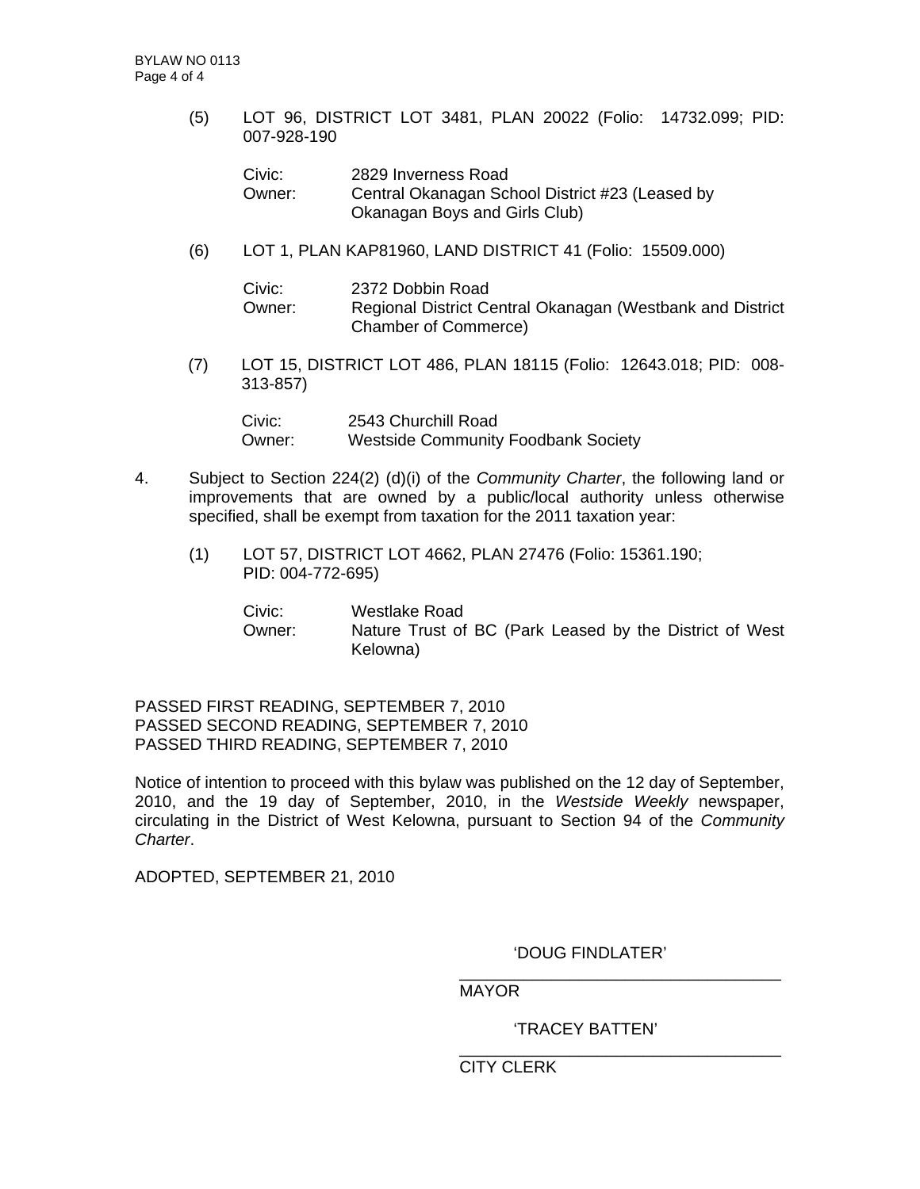(5) LOT 96, DISTRICT LOT 3481, PLAN 20022 (Folio: 14732.099; PID: 007-928-190

Civic: 2829 Inverness Road
Owner: Central Okanagan School District #23 (Leased by Okanagan Boys and Girls Club)

(6) LOT 1, PLAN KAP81960, LAND DISTRICT 41 (Folio: 15509.000)

Civic: 2372 Dobbin Road
Owner: Regional District Central Okanagan (Westbank and District Chamber of Commerce)

(7) LOT 15, DISTRICT LOT 486, PLAN 18115 (Folio: 12643.018; PID: 008-313-857)

Civic: 2543 Churchill Road
Owner: Westside Community Foodbank Society

4. Subject to Section 224(2) (d)(i) of the *Community Charter*, the following land or improvements that are owned by a public/local authority unless otherwise specified, shall be exempt from taxation for the 2011 taxation year:

(1) LOT 57, DISTRICT LOT 4662, PLAN 27476 (Folio: 15361.190; PID: 004-772-695)

Civic: Westlake Road
Owner: Nature Trust of BC (Park Leased by the District of West Kelowna)

PASSED FIRST READING, SEPTEMBER 7, 2010
PASSED SECOND READING, SEPTEMBER 7, 2010
PASSED THIRD READING, SEPTEMBER 7, 2010

Notice of intention to proceed with this bylaw was published on the 12 day of September, 2010, and the 19 day of September, 2010, in the *Westside Weekly* newspaper, circulating in the District of West Kelowna, pursuant to Section 94 of the *Community Charter*.

ADOPTED, SEPTEMBER 21, 2010

'DOUG FINDLATER'

MAYOR

'TRACEY BATTEN'

CITY CLERK